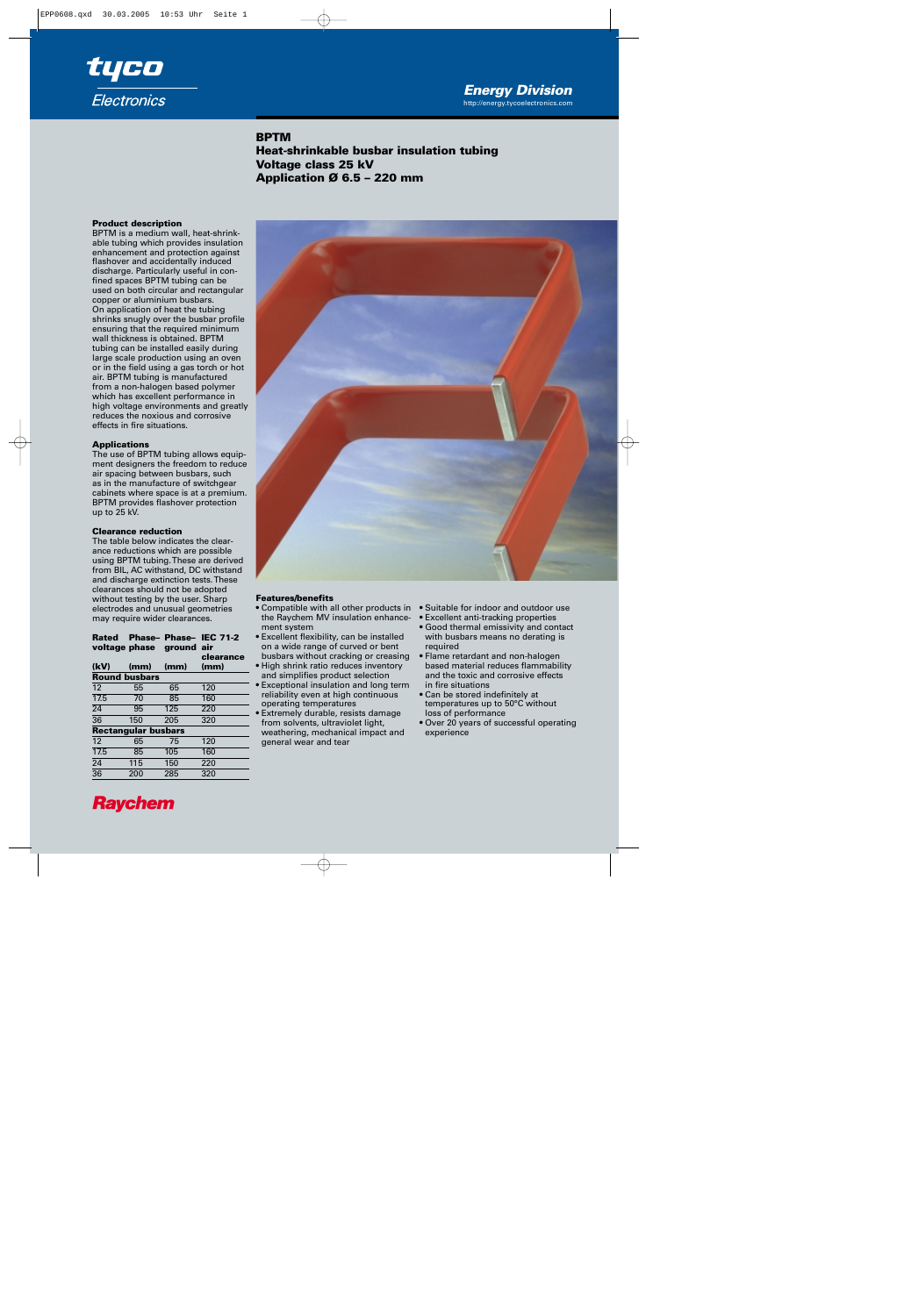tyco Electronics

**Energy Division**
http://energy.tycoelectronics.com

# BPTM
## Heat-shrinkable busbar insulation tubing
## Voltage class 25 kV
## Application Ø 6.5 – 220 mm

### Product description

BPTM is a medium wall, heat-shrinkable tubing which provides insulation enhancement and protection against flashover and accidentally induced discharge. Particularly useful in confined spaces BPTM tubing can be used on both circular and rectangular copper or aluminium busbars.
On application of heat the tubing shrinks snugly over the busbar profile ensuring that the required minimum wall thickness is obtained. BPTM tubing can be installed easily during large scale production using an oven or in the field using a gas torch or hot air. BPTM tubing is manufactured from a non-halogen based polymer which has excellent performance in high voltage environments and greatly reduces the noxious and corrosive effects in fire situations.

### Applications

The use of BPTM tubing allows equipment designers the freedom to reduce air spacing between busbars, such as in the manufacture of switchgear cabinets where space is at a premium. BPTM provides flashover protection up to 25 kV.

### Clearance reduction

The table below indicates the clearance reductions which are possible using BPTM tubing. These are derived from BIL, AC withstand, DC withstand and discharge extinction tests. These clearances should not be adopted without testing by the user. Sharp electrodes and unusual geometries may require wider clearances.

| Rated voltage (kV) | Phase–phase (mm) | Phase–ground (mm) | IEC 71-2 air clearance (mm) |
|---|---|---|---|
| **Round busbars** | | | |
| 12 | 55 | 65 | 120 |
| 17.5 | 70 | 85 | 160 |
| 24 | 95 | 125 | 220 |
| 36 | 150 | 205 | 320 |
| **Rectangular busbars** | | | |
| 12 | 65 | 75 | 120 |
| 17.5 | 85 | 105 | 160 |
| 24 | 115 | 150 | 220 |
| 36 | 200 | 285 | 320 |

### Features/benefits

- Compatible with all other products in the Raychem MV insulation enhancement system
- Excellent flexibility, can be installed on a wide range of curved or bent busbars without cracking or creasing
- High shrink ratio reduces inventory and simplifies product selection
- Exceptional insulation and long term reliability even at high continuous operating temperatures
- Extremely durable, resists damage from solvents, ultraviolet light, weathering, mechanical impact and general wear and tear
- Suitable for indoor and outdoor use
- Excellent anti-tracking properties
- Good thermal emissivity and contact with busbars means no derating is required
- Flame retardant and non-halogen based material reduces flammability and the toxic and corrosive effects in fire situations
- Can be stored indefinitely at temperatures up to 50°C without loss of performance
- Over 20 years of successful operating experience

Raychem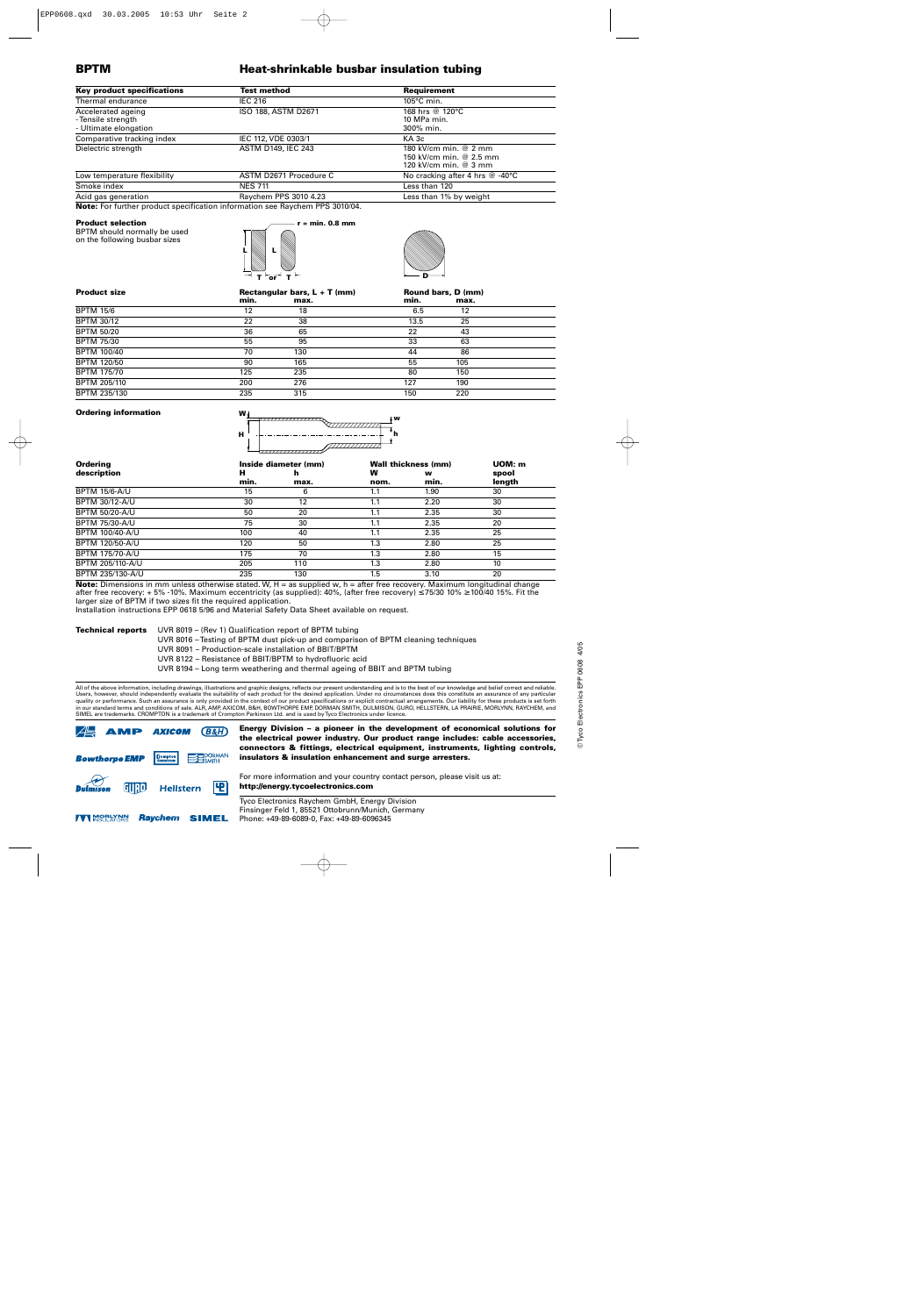# BPTM Heat-shrinkable busbar insulation tubing

| Key product specifications | Test method | Requirement |
|---|---|---|
| Thermal endurance | IEC 216 | 105°C min. |
| Accelerated ageing<br>- Tensile strength<br>- Ultimate elongation | ISO 188, ASTM D2671 | 168 hrs @ 120°C<br>10 MPa min.<br>300% min. |
| Comparative tracking index | IEC 112, VDE 0303/1 | KA 3c |
| Dielectric strength | ASTM D149, IEC 243 | 180 kV/cm min. @ 2 mm<br>150 kV/cm min. @ 2.5 mm<br>120 kV/cm min. @ 3 mm |
| Low temperature flexibility | ASTM D2671 Procedure C | No cracking after 4 hrs @ -40°C |
| Smoke index | NES 711 | Less than 120 |
| Acid gas generation | Raychem PPS 3010 4.23 | Less than 1% by weight |

**Note:** For further product specification information see Raychem PPS 3010/04.

**Product selection**

BPTM should normally be used on the following busbar sizes

r = min. 0.8 mm

L L

T or T

D

| Product size | Rectangular bars, L + T (mm) | | Round bars, D (mm) | |
|---|---|---|---|---|
| | min. | max. | min. | max. |
| BPTM 15/6 | 12 | 18 | 6.5 | 12 |
| BPTM 30/12 | 22 | 38 | 13.5 | 25 |
| BPTM 50/20 | 36 | 65 | 22 | 43 |
| BPTM 75/30 | 55 | 95 | 33 | 63 |
| BPTM 100/40 | 70 | 130 | 44 | 86 |
| BPTM 120/50 | 90 | 165 | 55 | 105 |
| BPTM 175/70 | 125 | 235 | 80 | 150 |
| BPTM 205/110 | 200 | 276 | 127 | 190 |
| BPTM 235/130 | 235 | 315 | 150 | 220 |

**Ordering information**

W w H h

| Ordering description | Inside diameter (mm) | | Wall thickness (mm) | | UOM: m |
|---|---|---|---|---|---|
| | H | h | W | w | spool |
| | min. | max. | nom. | min. | length |
| BPTM 15/6-A/U | 15 | 6 | 1.1 | 1.90 | 30 |
| BPTM 30/12-A/U | 30 | 12 | 1.1 | 2.20 | 30 |
| BPTM 50/20-A/U | 50 | 20 | 1.1 | 2.35 | 30 |
| BPTM 75/30-A/U | 75 | 30 | 1.1 | 2.35 | 20 |
| BPTM 100/40-A/U | 100 | 40 | 1.1 | 2.35 | 25 |
| BPTM 120/50-A/U | 120 | 50 | 1.3 | 2.80 | 25 |
| BPTM 175/70-A/U | 175 | 70 | 1.3 | 2.80 | 15 |
| BPTM 205/110-A/U | 205 | 110 | 1.3 | 2.80 | 10 |
| BPTM 235/130-A/U | 235 | 130 | 1.5 | 3.10 | 20 |

**Note:** Dimensions in mm unless otherwise stated. W, H = as supplied w, h = after free recovery. Maximum longitudinal change after free recovery: + 5% -10%. Maximum eccentricity (as supplied): 40%, (after free recovery) ≤75/30 10% ≥100/40 15%. Fit the larger size of BPTM if two sizes fit the required application.

Installation instructions EPP 0618 5/96 and Material Safety Data Sheet available on request.

**Technical reports**

- UVR 8019 – (Rev 1) Qualification report of BPTM tubing
- UVR 8016 – Testing of BPTM dust pick-up and comparison of BPTM cleaning techniques
- UVR 8091 – Production-scale installation of BBIT/BPTM
- UVR 8122 – Resistance of BBIT/BPTM to hydrofluoric acid
- UVR 8194 – Long term weathering and thermal ageing of BBIT and BPTM tubing

All of the above information, including drawings, illustrations and graphic designs, reflects our present understanding and is to the best of our knowledge and belief correct and reliable. Users, however, should independently evaluate the suitability of each product for the desired application. Under no circumstances does this constitute an assurance of any particular quality or performance. Such an assurance is only provided in the context of our product specifications or explicit contractual arrangements. Our liability for these products is set forth in our standard terms and conditions of sale. ALR, AMP, AXICOM, B&H, BOWTHORPE EMP, DORMAN SMITH, DULMISON, GURO, HELLSTERN, LA PRAIRIE, MORLYNN, RAYCHEM, and SIMEL are trademarks. CROMPTON is a trademark of Crompton Parkinson Ltd. and is used by Tyco Electronics under licence.

AMP AXICOM B&H Bowthorpe EMP Crompton DORMAN SMITH Dulmison GURO Hellstern LP MORLYNN INSULATORS Raychem SIMEL

**Energy Division – a pioneer in the development of economical solutions for the electrical power industry. Our product range includes: cable accessories, connectors & fittings, electrical equipment, instruments, lighting controls, insulators & insulation enhancement and surge arresters.**

For more information and your country contact person, please visit us at:
**http://energy.tycoelectronics.com**

Tyco Electronics Raychem GmbH, Energy Division
Finsinger Feld 1, 85521 Ottobrunn/Munich, Germany
Phone: +49-89-6089-0, Fax: +49-89-6096345

© Tyco Electronics EPP 0608 4/05